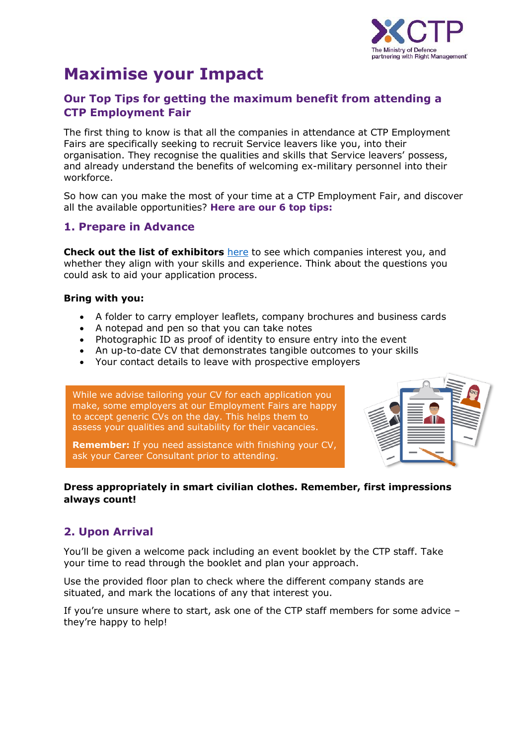# Maximise your Impact

## Our Top Tips for getting the maximum benefit from attending a CTP Employment Fair

The first thing to know is that all the companies in attendance at CTP Employment Fairs are specifically seeking to recruit Service leavers like you, into their organisation. They recognise the qualities and skills that Service leavers' possess, and already understand the benefits of welcoming ex-military personnel into their workforce.

So how can you make the most of your time at a CTP Employment Fair, and discover all the available opportunities? **Here are our 6 top tips:**

## 1. Prepare in Advance

**Check out the list of exhibitors** here to see which companies interest you, and whether they align with your skills and experience. Think about the questions you could ask to aid your application process.

**Bring with you:**

- A folder to carry employer leaflets, company brochures and business cards
- A notepad and pen so that you can take notes
- Photographic ID as proof of identity to ensure entry into the event
- An up-to-date CV that demonstrates tangible outcomes to your skills
- Your contact details to leave with prospective employers

While we advise tailoring your CV for each application you make, some employers at our Employment Fairs are happy to accept generic CVs on the day. This helps them to assess your qualities and suitability for their vacancies.

**Remember:** If you need assistance with finishing your CV, ask your Career Consultant prior to attending.

**Dress appropriately in smart civilian clothes. Remember, first impressions always count!**

## 2. Upon Arrival

You'll be given a welcome pack including an event booklet by the CTP staff. Take your time to read through the booklet and plan your approach.

Use the provided floor plan to check where the different company stands are situated, and mark the locations of any that interest you.

If you're unsure where to start, ask one of the CTP staff members for some advice – they're happy to help!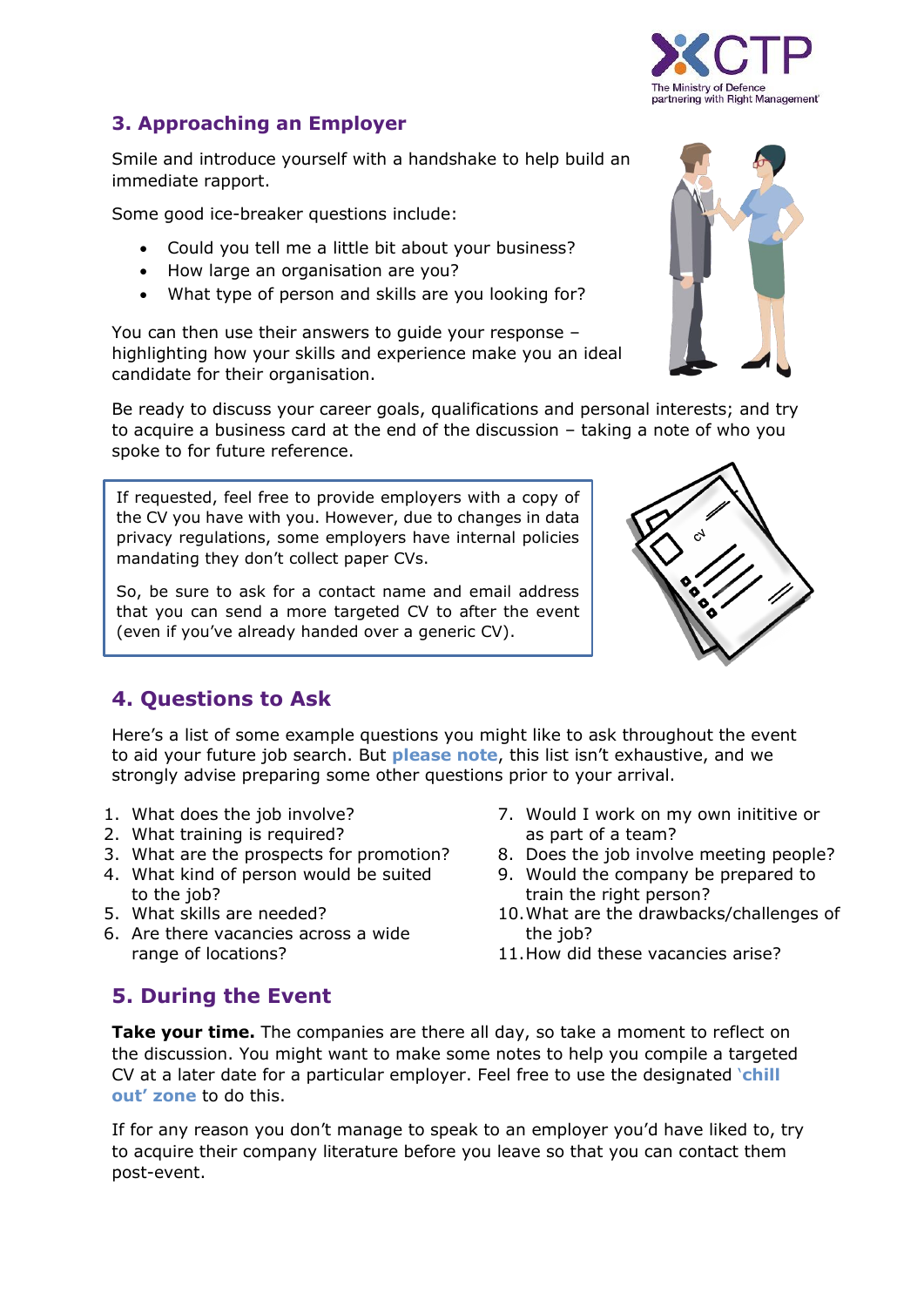## 3. Approaching an Employer

Smile and introduce yourself with a handshake to help build an immediate rapport.

Some good ice-breaker questions include:

- Could you tell me a little bit about your business?
- How large an organisation are you?
- What type of person and skills are you looking for?

You can then use their answers to guide your response – highlighting how your skills and experience make you an ideal candidate for their organisation.

Be ready to discuss your career goals, qualifications and personal interests; and try to acquire a business card at the end of the discussion – taking a note of who you spoke to for future reference.

If requested, feel free to provide employers with a copy of the CV you have with you. However, due to changes in data privacy regulations, some employers have internal policies mandating they don't collect paper CVs.

So, be sure to ask for a contact name and email address that you can send a more targeted CV to after the event (even if you've already handed over a generic CV).

## 4. Questions to Ask

Here's a list of some example questions you might like to ask throughout the event to aid your future job search. But **please note**, this list isn't exhaustive, and we strongly advise preparing some other questions prior to your arrival.

1. What does the job involve?
2. What training is required?
3. What are the prospects for promotion?
4. What kind of person would be suited to the job?
5. What skills are needed?
6. Are there vacancies across a wide range of locations?
7. Would I work on my own initiative or as part of a team?
8. Does the job involve meeting people?
9. Would the company be prepared to train the right person?
10. What are the drawbacks/challenges of the job?
11. How did these vacancies arise?

## 5. During the Event

**Take your time.** The companies are there all day, so take a moment to reflect on the discussion. You might want to make some notes to help you compile a targeted CV at a later date for a particular employer. Feel free to use the designated **'chill out' zone** to do this.

If for any reason you don't manage to speak to an employer you'd have liked to, try to acquire their company literature before you leave so that you can contact them post-event.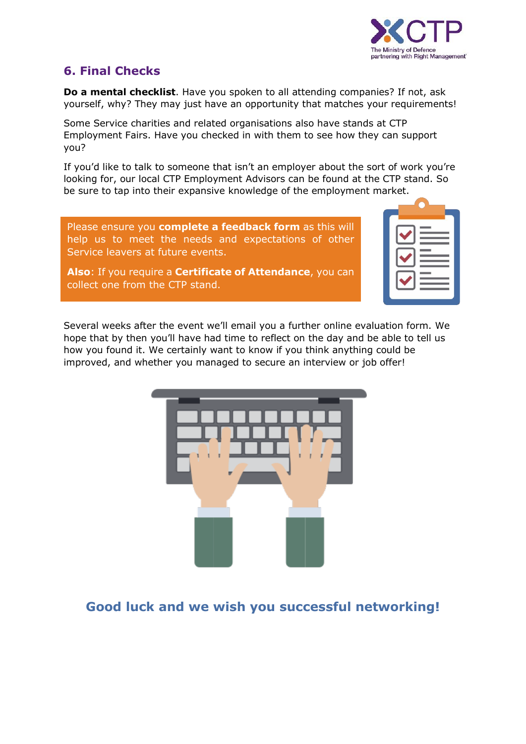## 6. Final Checks

**Do a mental checklist**. Have you spoken to all attending companies? If not, ask yourself, why? They may just have an opportunity that matches your requirements!

Some Service charities and related organisations also have stands at CTP Employment Fairs. Have you checked in with them to see how they can support you?

If you'd like to talk to someone that isn't an employer about the sort of work you're looking for, our local CTP Employment Advisors can be found at the CTP stand. So be sure to tap into their expansive knowledge of the employment market.

Please ensure you **complete a feedback form** as this will help us to meet the needs and expectations of other Service leavers at future events.

**Also**: If you require a **Certificate of Attendance**, you can collect one from the CTP stand.

Several weeks after the event we'll email you a further online evaluation form. We hope that by then you'll have had time to reflect on the day and be able to tell us how you found it. We certainly want to know if you think anything could be improved, and whether you managed to secure an interview or job offer!

### Good luck and we wish you successful networking!